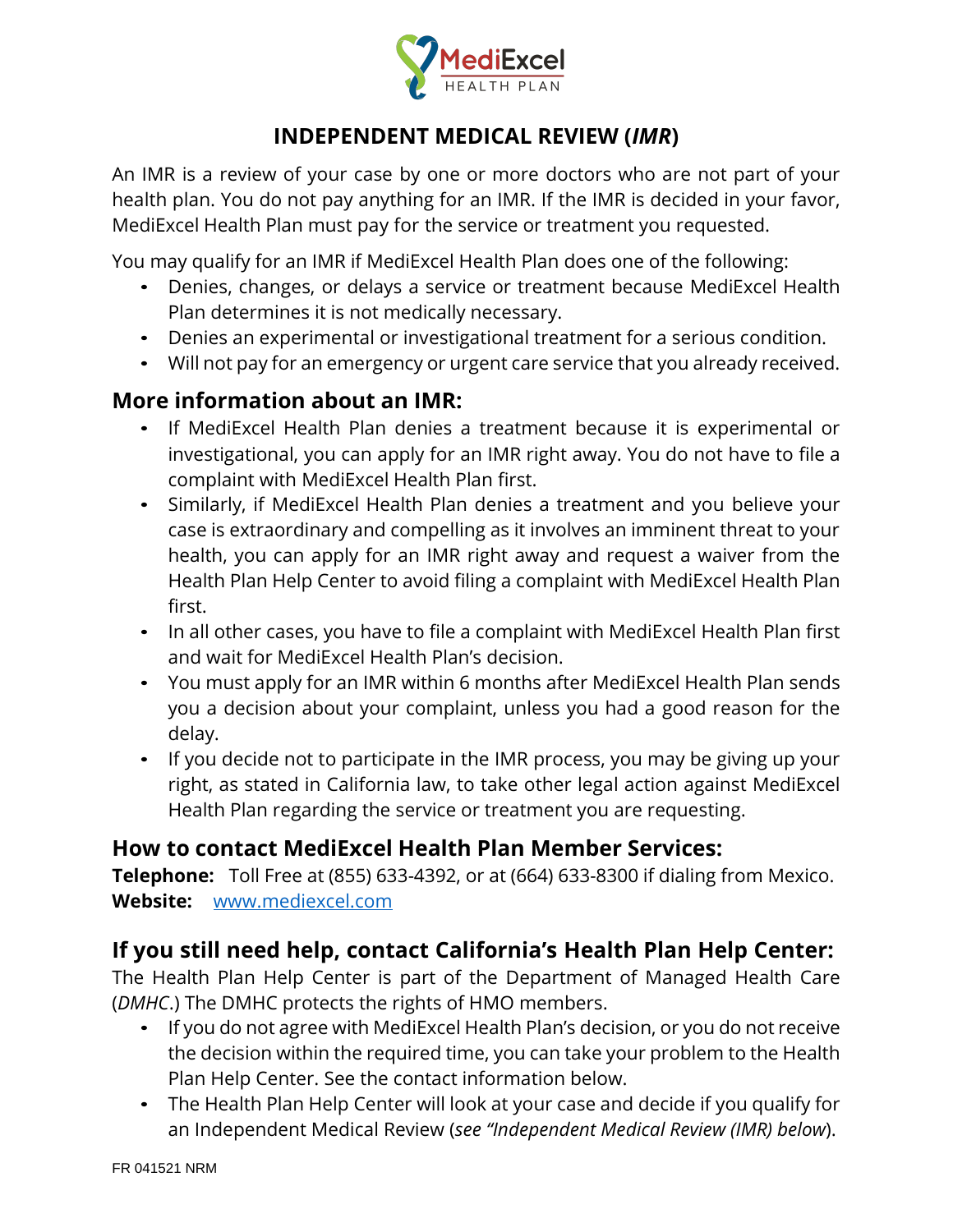# INDEPENDENT MEDICAL REVIEW (*IMR*)

An IMR is a review of your case by one or more doctors who are not part of your health plan. You do not pay anything for an IMR. If the IMR is decided in your favor, MediExcel Health Plan must pay for the service or treatment you requested.

You may qualify for an IMR if MediExcel Health Plan does one of the following:

- Denies, changes, or delays a service or treatment because MediExcel Health Plan determines it is not medically necessary.
- Denies an experimental or investigational treatment for a serious condition.
- Will not pay for an emergency or urgent care service that you already received.

## More information about an IMR:

- If MediExcel Health Plan denies a treatment because it is experimental or investigational, you can apply for an IMR right away. You do not have to file a complaint with MediExcel Health Plan first.
- Similarly, if MediExcel Health Plan denies a treatment and you believe your case is extraordinary and compelling as it involves an imminent threat to your health, you can apply for an IMR right away and request a waiver from the Health Plan Help Center to avoid filing a complaint with MediExcel Health Plan first.
- In all other cases, you have to file a complaint with MediExcel Health Plan first and wait for MediExcel Health Plan's decision.
- You must apply for an IMR within 6 months after MediExcel Health Plan sends you a decision about your complaint, unless you had a good reason for the delay.
- If you decide not to participate in the IMR process, you may be giving up your right, as stated in California law, to take other legal action against MediExcel Health Plan regarding the service or treatment you are requesting.

## How to contact MediExcel Health Plan Member Services:

**Telephone:** Toll Free at (855) 633-4392, or at (664) 633-8300 if dialing from Mexico.
**Website:** www.mediexcel.com

## If you still need help, contact California's Health Plan Help Center:

The Health Plan Help Center is part of the Department of Managed Health Care (*DMHC*.) The DMHC protects the rights of HMO members.

- If you do not agree with MediExcel Health Plan's decision, or you do not receive the decision within the required time, you can take your problem to the Health Plan Help Center. See the contact information below.
- The Health Plan Help Center will look at your case and decide if you qualify for an Independent Medical Review (*see "Independent Medical Review (IMR) below*).

FR 041521 NRM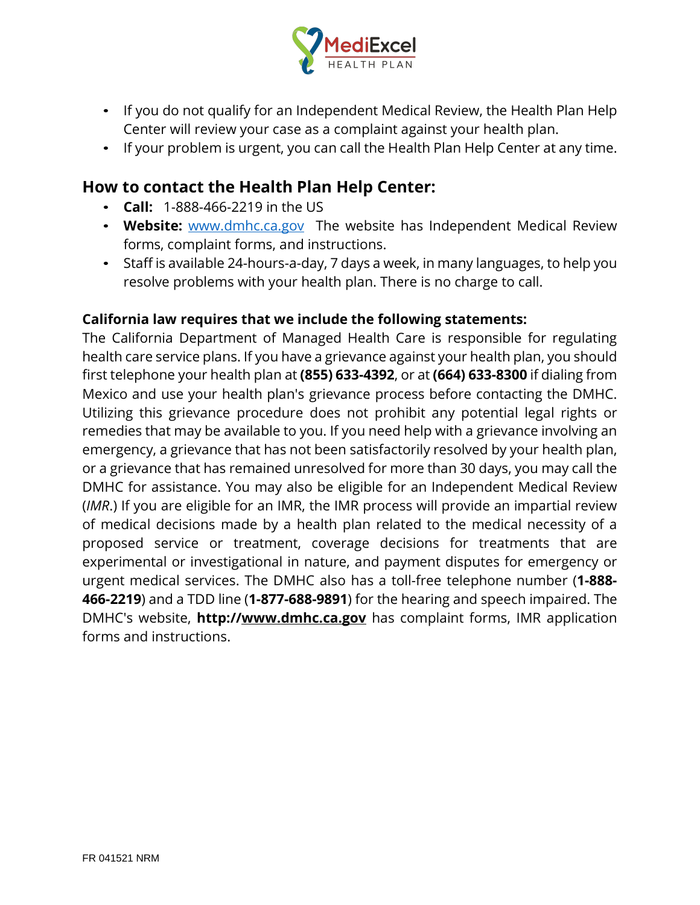- If you do not qualify for an Independent Medical Review, the Health Plan Help Center will review your case as a complaint against your health plan.
- If your problem is urgent, you can call the Health Plan Help Center at any time.

## How to contact the Health Plan Help Center:

- **Call:** 1-888-466-2219 in the US
- **Website:** www.dmhc.ca.gov The website has Independent Medical Review forms, complaint forms, and instructions.
- Staff is available 24-hours-a-day, 7 days a week, in many languages, to help you resolve problems with your health plan. There is no charge to call.

**California law requires that we include the following statements:**

The California Department of Managed Health Care is responsible for regulating health care service plans. If you have a grievance against your health plan, you should first telephone your health plan at **(855) 633-4392**, or at **(664) 633-8300** if dialing from Mexico and use your health plan's grievance process before contacting the DMHC. Utilizing this grievance procedure does not prohibit any potential legal rights or remedies that may be available to you. If you need help with a grievance involving an emergency, a grievance that has not been satisfactorily resolved by your health plan, or a grievance that has remained unresolved for more than 30 days, you may call the DMHC for assistance. You may also be eligible for an Independent Medical Review (*IMR*.) If you are eligible for an IMR, the IMR process will provide an impartial review of medical decisions made by a health plan related to the medical necessity of a proposed service or treatment, coverage decisions for treatments that are experimental or investigational in nature, and payment disputes for emergency or urgent medical services. The DMHC also has a toll-free telephone number (**1-888-466-2219**) and a TDD line (**1-877-688-9891**) for the hearing and speech impaired. The DMHC's website, **http://www.dmhc.ca.gov** has complaint forms, IMR application forms and instructions.

FR 041521 NRM